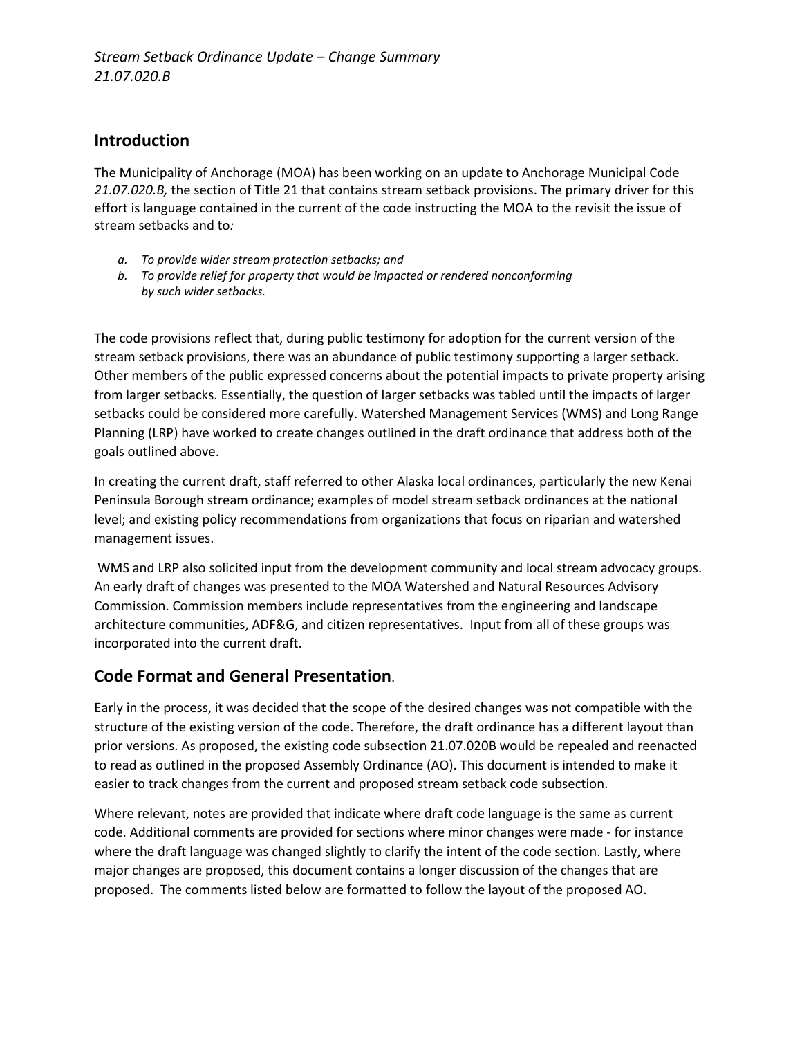*Stream Setback Ordinance Update – Change Summary*
*21.07.020.B*

## Introduction

The Municipality of Anchorage (MOA) has been working on an update to Anchorage Municipal Code *21.07.020.B,* the section of Title 21 that contains stream setback provisions. The primary driver for this effort is language contained in the current of the code instructing the MOA to the revisit the issue of stream setbacks and to*:*

- *a. To provide wider stream protection setbacks; and*
- *b. To provide relief for property that would be impacted or rendered nonconforming by such wider setbacks.*

The code provisions reflect that, during public testimony for adoption for the current version of the stream setback provisions, there was an abundance of public testimony supporting a larger setback. Other members of the public expressed concerns about the potential impacts to private property arising from larger setbacks. Essentially, the question of larger setbacks was tabled until the impacts of larger setbacks could be considered more carefully. Watershed Management Services (WMS) and Long Range Planning (LRP) have worked to create changes outlined in the draft ordinance that address both of the goals outlined above.

In creating the current draft, staff referred to other Alaska local ordinances, particularly the new Kenai Peninsula Borough stream ordinance; examples of model stream setback ordinances at the national level; and existing policy recommendations from organizations that focus on riparian and watershed management issues.

WMS and LRP also solicited input from the development community and local stream advocacy groups. An early draft of changes was presented to the MOA Watershed and Natural Resources Advisory Commission. Commission members include representatives from the engineering and landscape architecture communities, ADF&G, and citizen representatives. Input from all of these groups was incorporated into the current draft.

## Code Format and General Presentation.

Early in the process, it was decided that the scope of the desired changes was not compatible with the structure of the existing version of the code. Therefore, the draft ordinance has a different layout than prior versions. As proposed, the existing code subsection 21.07.020B would be repealed and reenacted to read as outlined in the proposed Assembly Ordinance (AO). This document is intended to make it easier to track changes from the current and proposed stream setback code subsection.

Where relevant, notes are provided that indicate where draft code language is the same as current code. Additional comments are provided for sections where minor changes were made - for instance where the draft language was changed slightly to clarify the intent of the code section. Lastly, where major changes are proposed, this document contains a longer discussion of the changes that are proposed. The comments listed below are formatted to follow the layout of the proposed AO.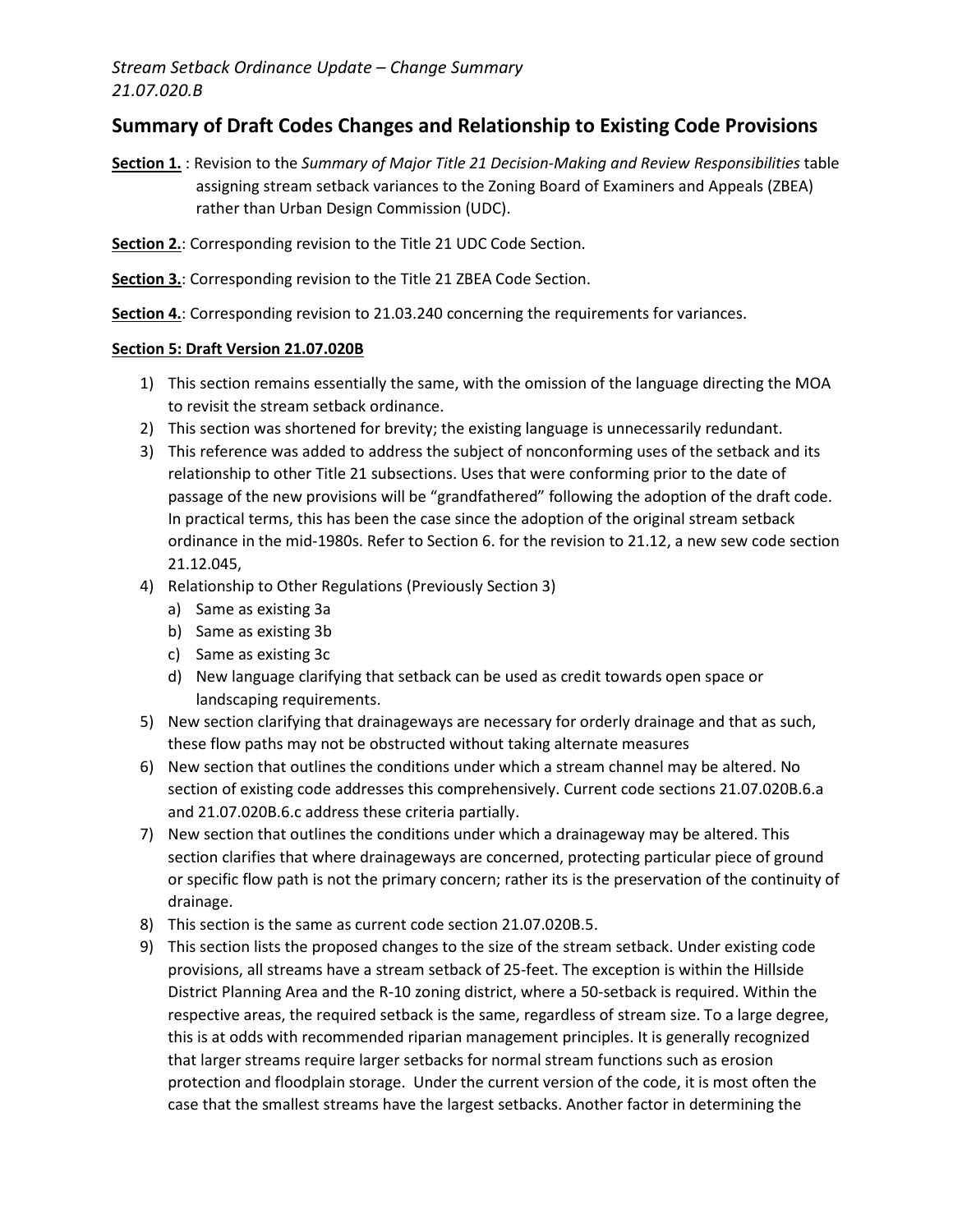*Stream Setback Ordinance Update – Change Summary*
*21.07.020.B*

## Summary of Draft Codes Changes and Relationship to Existing Code Provisions

**Section 1.** : Revision to the *Summary of Major Title 21 Decision-Making and Review Responsibilities* table assigning stream setback variances to the Zoning Board of Examiners and Appeals (ZBEA) rather than Urban Design Commission (UDC).

**Section 2.**: Corresponding revision to the Title 21 UDC Code Section.

**Section 3.**: Corresponding revision to the Title 21 ZBEA Code Section.

**Section 4.**: Corresponding revision to 21.03.240 concerning the requirements for variances.

**Section 5: Draft Version 21.07.020B**

1) This section remains essentially the same, with the omission of the language directing the MOA to revisit the stream setback ordinance.
2) This section was shortened for brevity; the existing language is unnecessarily redundant.
3) This reference was added to address the subject of nonconforming uses of the setback and its relationship to other Title 21 subsections. Uses that were conforming prior to the date of passage of the new provisions will be "grandfathered" following the adoption of the draft code. In practical terms, this has been the case since the adoption of the original stream setback ordinance in the mid-1980s. Refer to Section 6. for the revision to 21.12, a new sew code section 21.12.045,
4) Relationship to Other Regulations (Previously Section 3)
   a) Same as existing 3a
   b) Same as existing 3b
   c) Same as existing 3c
   d) New language clarifying that setback can be used as credit towards open space or landscaping requirements.
5) New section clarifying that drainageways are necessary for orderly drainage and that as such, these flow paths may not be obstructed without taking alternate measures
6) New section that outlines the conditions under which a stream channel may be altered. No section of existing code addresses this comprehensively. Current code sections 21.07.020B.6.a and 21.07.020B.6.c address these criteria partially.
7) New section that outlines the conditions under which a drainageway may be altered. This section clarifies that where drainageways are concerned, protecting particular piece of ground or specific flow path is not the primary concern; rather its is the preservation of the continuity of drainage.
8) This section is the same as current code section 21.07.020B.5.
9) This section lists the proposed changes to the size of the stream setback. Under existing code provisions, all streams have a stream setback of 25-feet. The exception is within the Hillside District Planning Area and the R-10 zoning district, where a 50-setback is required. Within the respective areas, the required setback is the same, regardless of stream size. To a large degree, this is at odds with recommended riparian management principles. It is generally recognized that larger streams require larger setbacks for normal stream functions such as erosion protection and floodplain storage. Under the current version of the code, it is most often the case that the smallest streams have the largest setbacks. Another factor in determining the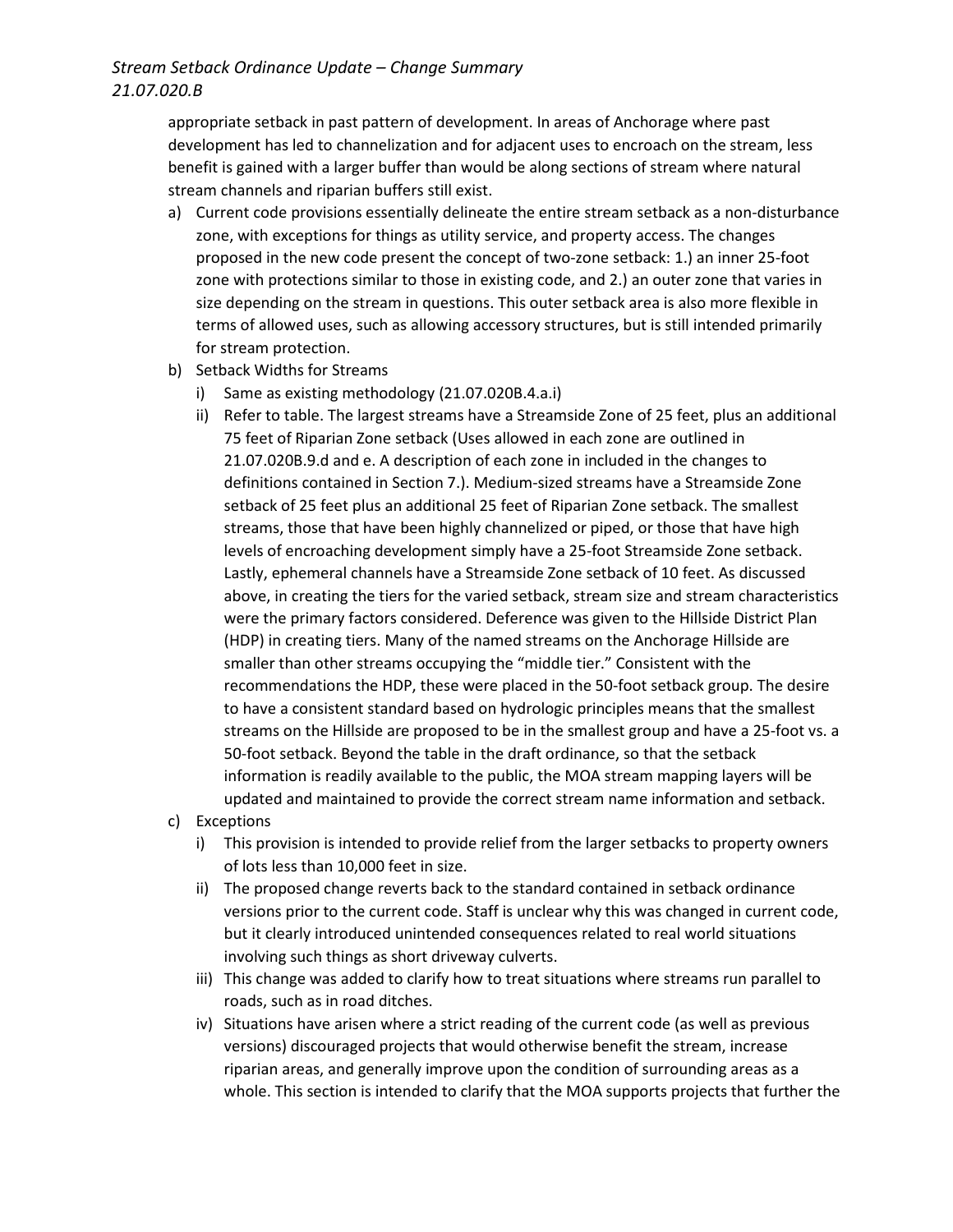appropriate setback in past pattern of development. In areas of Anchorage where past development has led to channelization and for adjacent uses to encroach on the stream, less benefit is gained with a larger buffer than would be along sections of stream where natural stream channels and riparian buffers still exist.

a) Current code provisions essentially delineate the entire stream setback as a non-disturbance zone, with exceptions for things as utility service, and property access. The changes proposed in the new code present the concept of two-zone setback: 1.) an inner 25-foot zone with protections similar to those in existing code, and 2.) an outer zone that varies in size depending on the stream in questions. This outer setback area is also more flexible in terms of allowed uses, such as allowing accessory structures, but is still intended primarily for stream protection.

b) Setback Widths for Streams

   i) Same as existing methodology (21.07.020B.4.a.i)

   ii) Refer to table. The largest streams have a Streamside Zone of 25 feet, plus an additional 75 feet of Riparian Zone setback (Uses allowed in each zone are outlined in 21.07.020B.9.d and e. A description of each zone in included in the changes to definitions contained in Section 7.). Medium-sized streams have a Streamside Zone setback of 25 feet plus an additional 25 feet of Riparian Zone setback. The smallest streams, those that have been highly channelized or piped, or those that have high levels of encroaching development simply have a 25-foot Streamside Zone setback. Lastly, ephemeral channels have a Streamside Zone setback of 10 feet. As discussed above, in creating the tiers for the varied setback, stream size and stream characteristics were the primary factors considered. Deference was given to the Hillside District Plan (HDP) in creating tiers. Many of the named streams on the Anchorage Hillside are smaller than other streams occupying the "middle tier." Consistent with the recommendations the HDP, these were placed in the 50-foot setback group. The desire to have a consistent standard based on hydrologic principles means that the smallest streams on the Hillside are proposed to be in the smallest group and have a 25-foot vs. a 50-foot setback. Beyond the table in the draft ordinance, so that the setback information is readily available to the public, the MOA stream mapping layers will be updated and maintained to provide the correct stream name information and setback.

c) Exceptions

   i) This provision is intended to provide relief from the larger setbacks to property owners of lots less than 10,000 feet in size.

   ii) The proposed change reverts back to the standard contained in setback ordinance versions prior to the current code. Staff is unclear why this was changed in current code, but it clearly introduced unintended consequences related to real world situations involving such things as short driveway culverts.

   iii) This change was added to clarify how to treat situations where streams run parallel to roads, such as in road ditches.

   iv) Situations have arisen where a strict reading of the current code (as well as previous versions) discouraged projects that would otherwise benefit the stream, increase riparian areas, and generally improve upon the condition of surrounding areas as a whole. This section is intended to clarify that the MOA supports projects that further the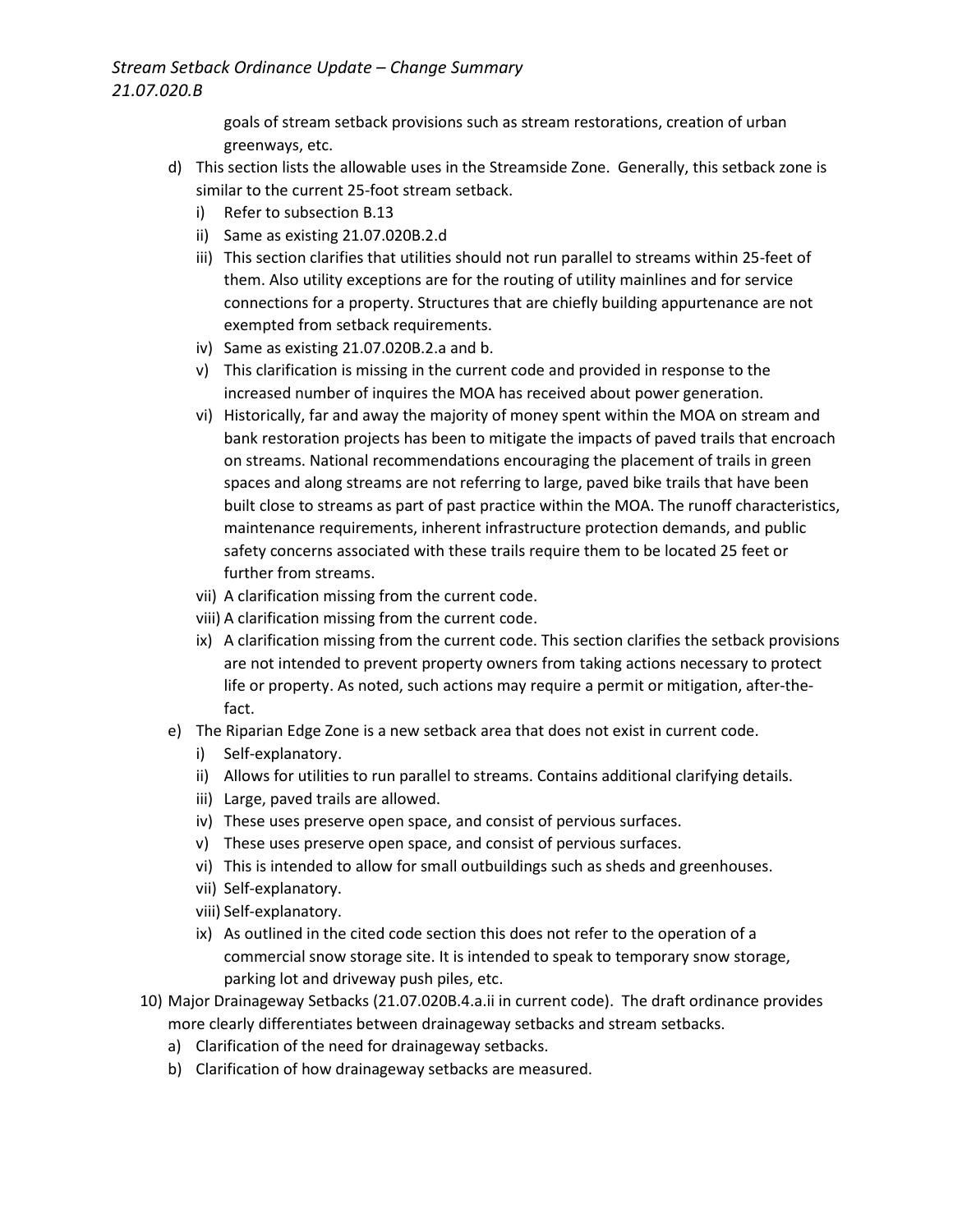goals of stream setback provisions such as stream restorations, creation of urban greenways, etc.

d) This section lists the allowable uses in the Streamside Zone. Generally, this setback zone is similar to the current 25-foot stream setback.
   i) Refer to subsection B.13
   ii) Same as existing 21.07.020B.2.d
   iii) This section clarifies that utilities should not run parallel to streams within 25-feet of them. Also utility exceptions are for the routing of utility mainlines and for service connections for a property. Structures that are chiefly building appurtenance are not exempted from setback requirements.
   iv) Same as existing 21.07.020B.2.a and b.
   v) This clarification is missing in the current code and provided in response to the increased number of inquires the MOA has received about power generation.
   vi) Historically, far and away the majority of money spent within the MOA on stream and bank restoration projects has been to mitigate the impacts of paved trails that encroach on streams. National recommendations encouraging the placement of trails in green spaces and along streams are not referring to large, paved bike trails that have been built close to streams as part of past practice within the MOA. The runoff characteristics, maintenance requirements, inherent infrastructure protection demands, and public safety concerns associated with these trails require them to be located 25 feet or further from streams.
   vii) A clarification missing from the current code.
   viii) A clarification missing from the current code.
   ix) A clarification missing from the current code. This section clarifies the setback provisions are not intended to prevent property owners from taking actions necessary to protect life or property. As noted, such actions may require a permit or mitigation, after-the-fact.

e) The Riparian Edge Zone is a new setback area that does not exist in current code.
   i) Self-explanatory.
   ii) Allows for utilities to run parallel to streams. Contains additional clarifying details.
   iii) Large, paved trails are allowed.
   iv) These uses preserve open space, and consist of pervious surfaces.
   v) These uses preserve open space, and consist of pervious surfaces.
   vi) This is intended to allow for small outbuildings such as sheds and greenhouses.
   vii) Self-explanatory.
   viii) Self-explanatory.
   ix) As outlined in the cited code section this does not refer to the operation of a commercial snow storage site. It is intended to speak to temporary snow storage, parking lot and driveway push piles, etc.

10) Major Drainageway Setbacks (21.07.020B.4.a.ii in current code). The draft ordinance provides more clearly differentiates between drainageway setbacks and stream setbacks.
   a) Clarification of the need for drainageway setbacks.
   b) Clarification of how drainageway setbacks are measured.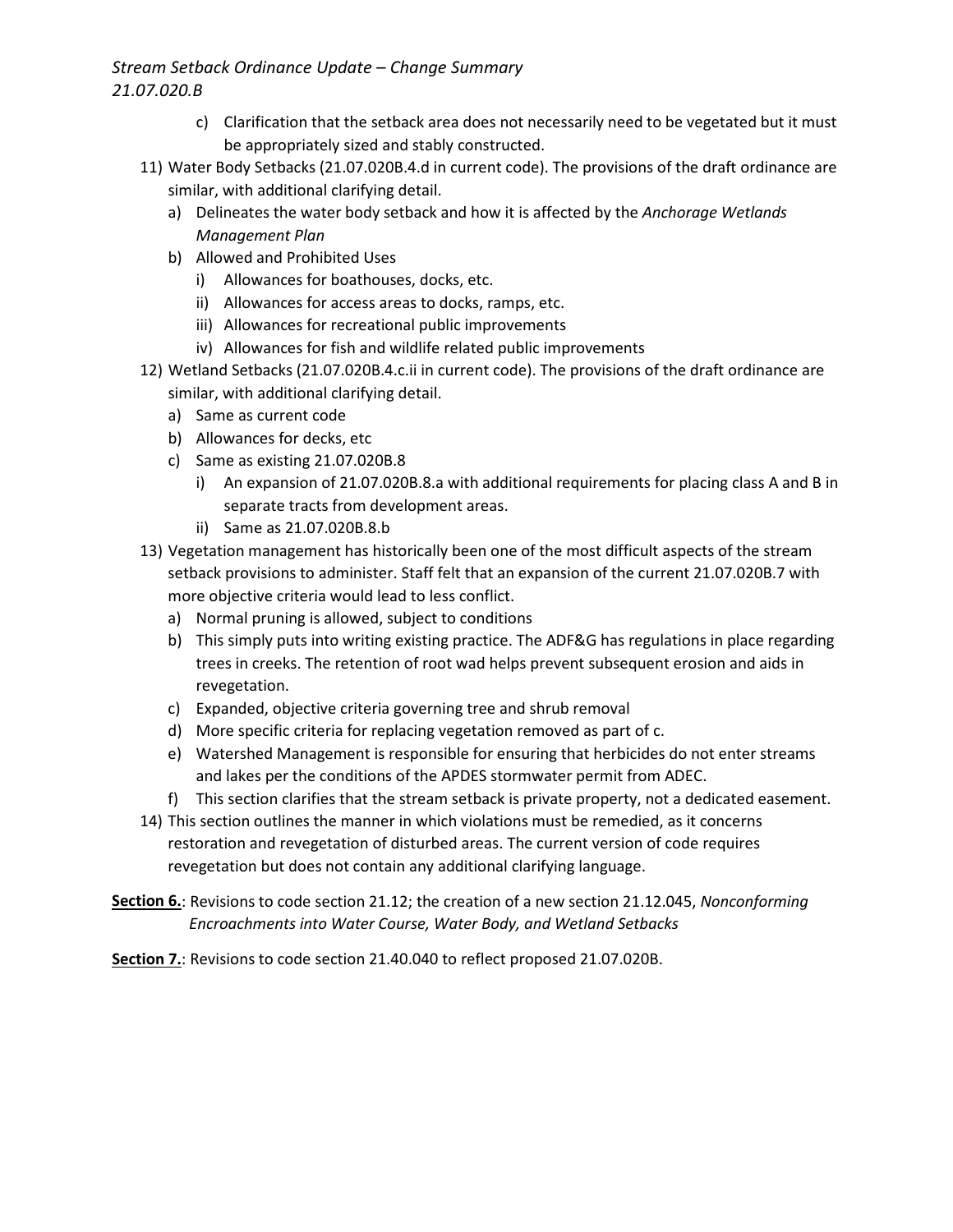c) Clarification that the setback area does not necessarily need to be vegetated but it must be appropriately sized and stably constructed.

11) Water Body Setbacks (21.07.020B.4.d in current code). The provisions of the draft ordinance are similar, with additional clarifying detail.
    a) Delineates the water body setback and how it is affected by the *Anchorage Wetlands Management Plan*
    b) Allowed and Prohibited Uses
        i) Allowances for boathouses, docks, etc.
        ii) Allowances for access areas to docks, ramps, etc.
        iii) Allowances for recreational public improvements
        iv) Allowances for fish and wildlife related public improvements

12) Wetland Setbacks (21.07.020B.4.c.ii in current code). The provisions of the draft ordinance are similar, with additional clarifying detail.
    a) Same as current code
    b) Allowances for decks, etc
    c) Same as existing 21.07.020B.8
        i) An expansion of 21.07.020B.8.a with additional requirements for placing class A and B in separate tracts from development areas.
        ii) Same as 21.07.020B.8.b

13) Vegetation management has historically been one of the most difficult aspects of the stream setback provisions to administer. Staff felt that an expansion of the current 21.07.020B.7 with more objective criteria would lead to less conflict.
    a) Normal pruning is allowed, subject to conditions
    b) This simply puts into writing existing practice. The ADF&G has regulations in place regarding trees in creeks. The retention of root wad helps prevent subsequent erosion and aids in revegetation.
    c) Expanded, objective criteria governing tree and shrub removal
    d) More specific criteria for replacing vegetation removed as part of c.
    e) Watershed Management is responsible for ensuring that herbicides do not enter streams and lakes per the conditions of the APDES stormwater permit from ADEC.
    f) This section clarifies that the stream setback is private property, not a dedicated easement.

14) This section outlines the manner in which violations must be remedied, as it concerns restoration and revegetation of disturbed areas. The current version of code requires revegetation but does not contain any additional clarifying language.

**Section 6.**: Revisions to code section 21.12; the creation of a new section 21.12.045, *Nonconforming Encroachments into Water Course, Water Body, and Wetland Setbacks*

**Section 7.**: Revisions to code section 21.40.040 to reflect proposed 21.07.020B.